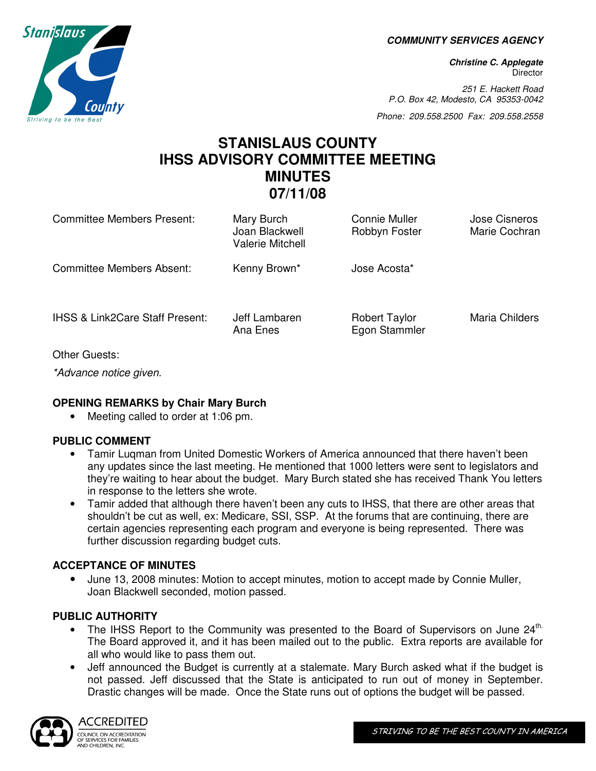COMMUNITY SERVICES AGENCY

**Christine C. Applegate**
Director

251 E. Hackett Road
P.O. Box 42, Modesto, CA 95353-0042

Phone: 209.558.2500 Fax: 209.558.2558

# STANISLAUS COUNTY IHSS ADVISORY COMMITTEE MEETING MINUTES 07/11/08

| | | | |
|---|---|---|---|
| Committee Members Present: | Mary Burch<br>Joan Blackwell<br>Valerie Mitchell | Connie Muller<br>Robbyn Foster | Jose Cisneros<br>Marie Cochran |
| Committee Members Absent: | Kenny Brown* | Jose Acosta* | |
| IHSS & Link2Care Staff Present: | Jeff Lambaren<br>Ana Enes | Robert Taylor<br>Egon Stammler | Maria Childers |

Other Guests:

*Advance notice given.*

**OPENING REMARKS by Chair Mary Burch**

- Meeting called to order at 1:06 pm.

**PUBLIC COMMENT**

- Tamir Luqman from United Domestic Workers of America announced that there haven't been any updates since the last meeting. He mentioned that 1000 letters were sent to legislators and they're waiting to hear about the budget. Mary Burch stated she has received Thank You letters in response to the letters she wrote.
- Tamir added that although there haven't been any cuts to IHSS, that there are other areas that shouldn't be cut as well, ex: Medicare, SSI, SSP. At the forums that are continuing, there are certain agencies representing each program and everyone is being represented. There was further discussion regarding budget cuts.

**ACCEPTANCE OF MINUTES**

- June 13, 2008 minutes: Motion to accept minutes, motion to accept made by Connie Muller, Joan Blackwell seconded, motion passed.

**PUBLIC AUTHORITY**

- The IHSS Report to the Community was presented to the Board of Supervisors on June 24th. The Board approved it, and it has been mailed out to the public. Extra reports are available for all who would like to pass them out.
- Jeff announced the Budget is currently at a stalemate. Mary Burch asked what if the budget is not passed. Jeff discussed that the State is anticipated to run out of money in September. Drastic changes will be made. Once the State runs out of options the budget will be passed.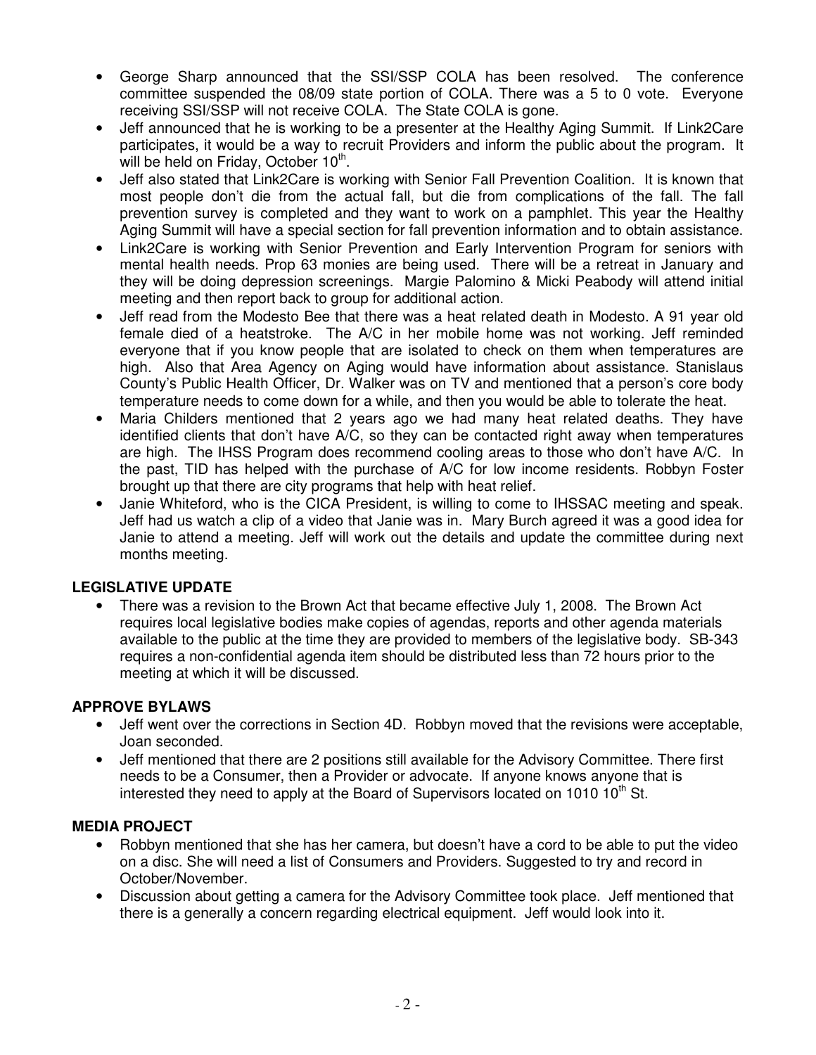- George Sharp announced that the SSI/SSP COLA has been resolved. The conference committee suspended the 08/09 state portion of COLA. There was a 5 to 0 vote. Everyone receiving SSI/SSP will not receive COLA. The State COLA is gone.
- Jeff announced that he is working to be a presenter at the Healthy Aging Summit. If Link2Care participates, it would be a way to recruit Providers and inform the public about the program. It will be held on Friday, October 10th.
- Jeff also stated that Link2Care is working with Senior Fall Prevention Coalition. It is known that most people don't die from the actual fall, but die from complications of the fall. The fall prevention survey is completed and they want to work on a pamphlet. This year the Healthy Aging Summit will have a special section for fall prevention information and to obtain assistance.
- Link2Care is working with Senior Prevention and Early Intervention Program for seniors with mental health needs. Prop 63 monies are being used. There will be a retreat in January and they will be doing depression screenings. Margie Palomino & Micki Peabody will attend initial meeting and then report back to group for additional action.
- Jeff read from the Modesto Bee that there was a heat related death in Modesto. A 91 year old female died of a heatstroke. The A/C in her mobile home was not working. Jeff reminded everyone that if you know people that are isolated to check on them when temperatures are high. Also that Area Agency on Aging would have information about assistance. Stanislaus County's Public Health Officer, Dr. Walker was on TV and mentioned that a person's core body temperature needs to come down for a while, and then you would be able to tolerate the heat.
- Maria Childers mentioned that 2 years ago we had many heat related deaths. They have identified clients that don't have A/C, so they can be contacted right away when temperatures are high. The IHSS Program does recommend cooling areas to those who don't have A/C. In the past, TID has helped with the purchase of A/C for low income residents. Robbyn Foster brought up that there are city programs that help with heat relief.
- Janie Whiteford, who is the CICA President, is willing to come to IHSSAC meeting and speak. Jeff had us watch a clip of a video that Janie was in. Mary Burch agreed it was a good idea for Janie to attend a meeting. Jeff will work out the details and update the committee during next months meeting.

**LEGISLATIVE UPDATE**

- There was a revision to the Brown Act that became effective July 1, 2008. The Brown Act requires local legislative bodies make copies of agendas, reports and other agenda materials available to the public at the time they are provided to members of the legislative body. SB-343 requires a non-confidential agenda item should be distributed less than 72 hours prior to the meeting at which it will be discussed.

**APPROVE BYLAWS**

- Jeff went over the corrections in Section 4D. Robbyn moved that the revisions were acceptable, Joan seconded.
- Jeff mentioned that there are 2 positions still available for the Advisory Committee. There first needs to be a Consumer, then a Provider or advocate. If anyone knows anyone that is interested they need to apply at the Board of Supervisors located on 1010 10th St.

**MEDIA PROJECT**

- Robbyn mentioned that she has her camera, but doesn't have a cord to be able to put the video on a disc. She will need a list of Consumers and Providers. Suggested to try and record in October/November.
- Discussion about getting a camera for the Advisory Committee took place. Jeff mentioned that there is a generally a concern regarding electrical equipment. Jeff would look into it.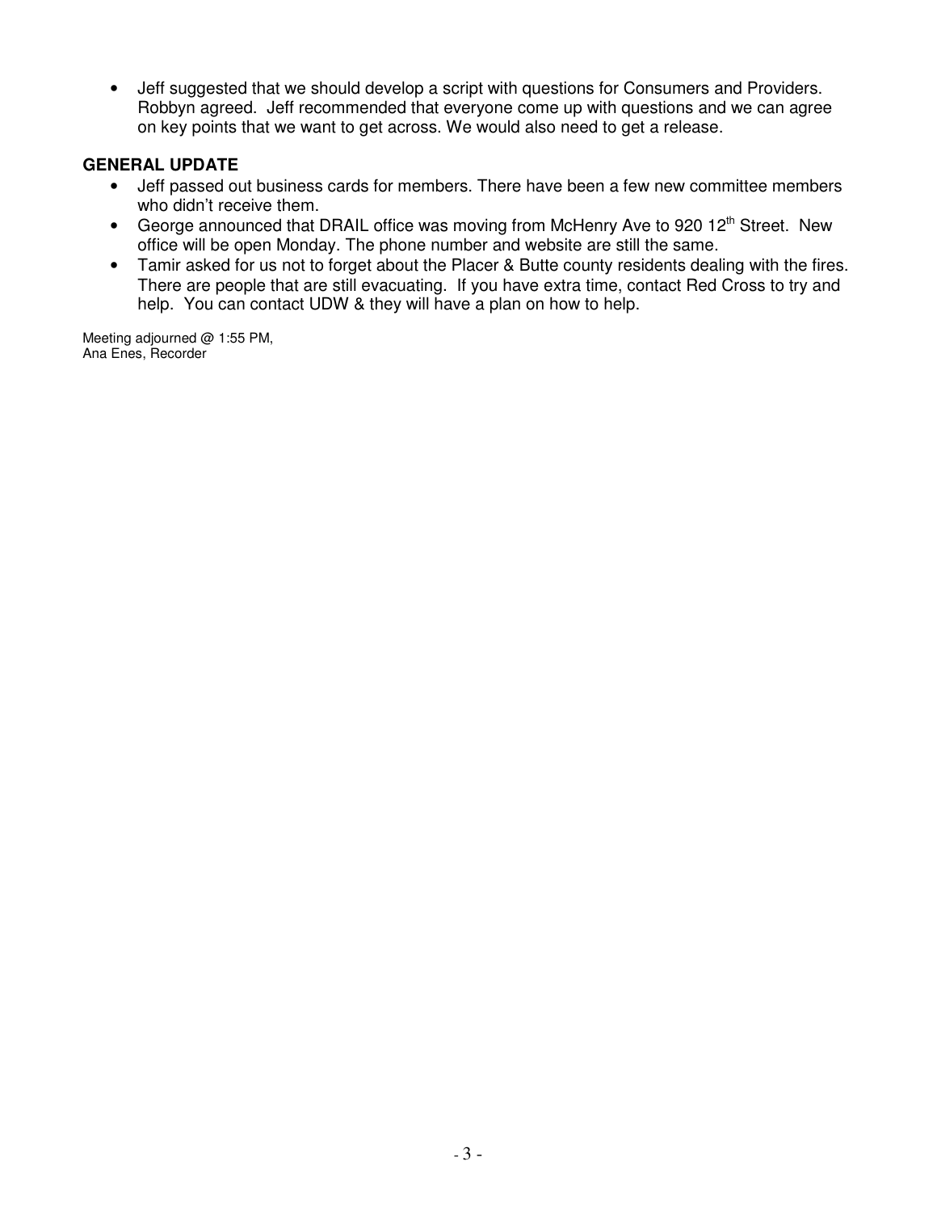- Jeff suggested that we should develop a script with questions for Consumers and Providers. Robbyn agreed. Jeff recommended that everyone come up with questions and we can agree on key points that we want to get across. We would also need to get a release.

**GENERAL UPDATE**

- Jeff passed out business cards for members. There have been a few new committee members who didn't receive them.
- George announced that DRAIL office was moving from McHenry Ave to 920 12th Street. New office will be open Monday. The phone number and website are still the same.
- Tamir asked for us not to forget about the Placer & Butte county residents dealing with the fires. There are people that are still evacuating. If you have extra time, contact Red Cross to try and help. You can contact UDW & they will have a plan on how to help.

Meeting adjourned @ 1:55 PM,
Ana Enes, Recorder